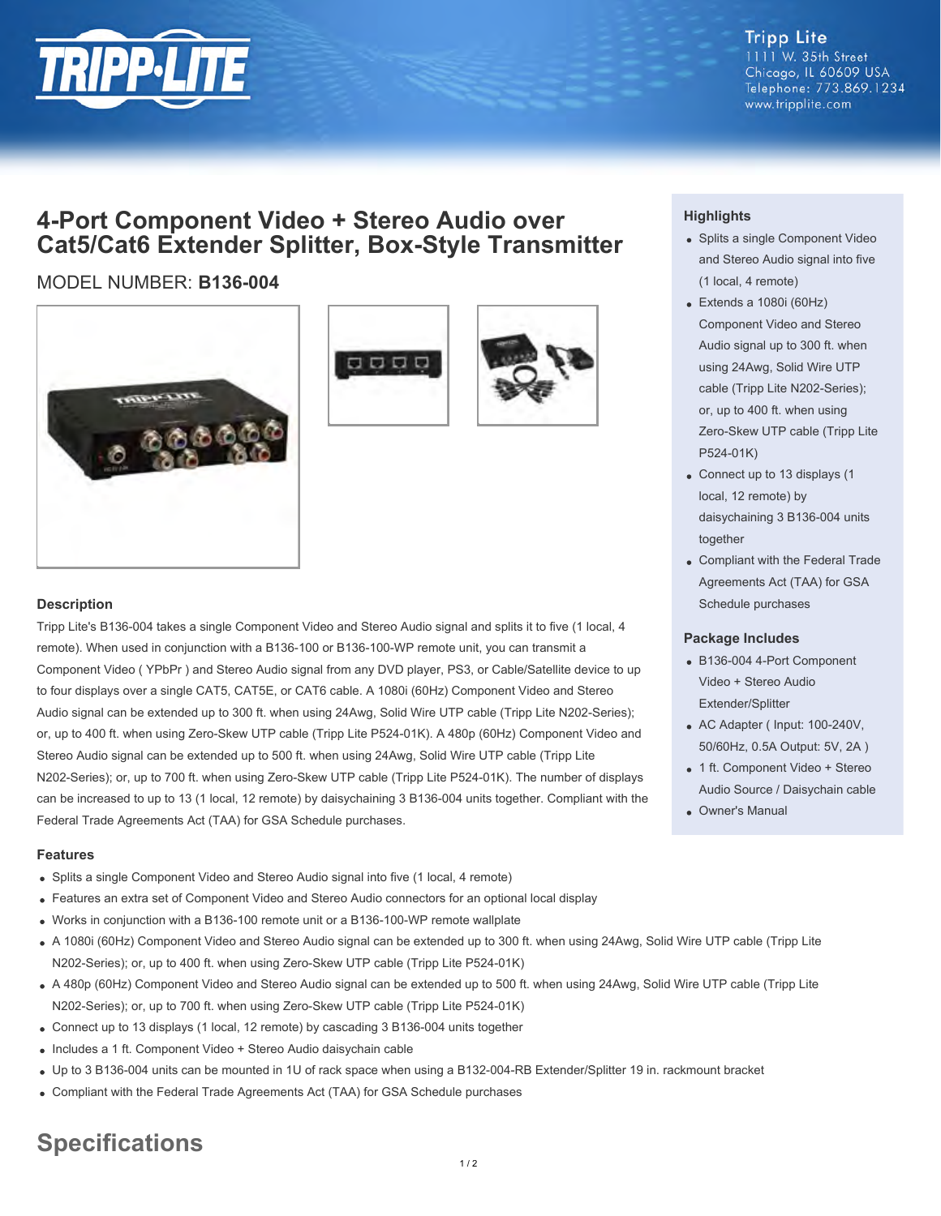Tripp Lite
1111 W. 35th Street
Chicago, IL 60609 USA
Telephone: 773.869.1234
www.tripplite.com

# 4-Port Component Video + Stereo Audio over Cat5/Cat6 Extender Splitter, Box-Style Transmitter

MODEL NUMBER: **B136-004**

## Highlights

- Splits a single Component Video and Stereo Audio signal into five (1 local, 4 remote)
- Extends a 1080i (60Hz) Component Video and Stereo Audio signal up to 300 ft. when using 24Awg, Solid Wire UTP cable (Tripp Lite N202-Series); or, up to 400 ft. when using Zero-Skew UTP cable (Tripp Lite P524-01K)
- Connect up to 13 displays (1 local, 12 remote) by daisychaining 3 B136-004 units together
- Compliant with the Federal Trade Agreements Act (TAA) for GSA Schedule purchases

## Package Includes

- B136-004 4-Port Component Video + Stereo Audio Extender/Splitter
- AC Adapter ( Input: 100-240V, 50/60Hz, 0.5A Output: 5V, 2A )
- 1 ft. Component Video + Stereo Audio Source / Daisychain cable
- Owner's Manual

## Description

Tripp Lite's B136-004 takes a single Component Video and Stereo Audio signal and splits it to five (1 local, 4 remote). When used in conjunction with a B136-100 or B136-100-WP remote unit, you can transmit a Component Video ( YPbPr ) and Stereo Audio signal from any DVD player, PS3, or Cable/Satellite device to up to four displays over a single CAT5, CAT5E, or CAT6 cable. A 1080i (60Hz) Component Video and Stereo Audio signal can be extended up to 300 ft. when using 24Awg, Solid Wire UTP cable (Tripp Lite N202-Series); or, up to 400 ft. when using Zero-Skew UTP cable (Tripp Lite P524-01K). A 480p (60Hz) Component Video and Stereo Audio signal can be extended up to 500 ft. when using 24Awg, Solid Wire UTP cable (Tripp Lite N202-Series); or, up to 700 ft. when using Zero-Skew UTP cable (Tripp Lite P524-01K). The number of displays can be increased to up to 13 (1 local, 12 remote) by daisychaining 3 B136-004 units together. Compliant with the Federal Trade Agreements Act (TAA) for GSA Schedule purchases.

## Features

- Splits a single Component Video and Stereo Audio signal into five (1 local, 4 remote)
- Features an extra set of Component Video and Stereo Audio connectors for an optional local display
- Works in conjunction with a B136-100 remote unit or a B136-100-WP remote wallplate
- A 1080i (60Hz) Component Video and Stereo Audio signal can be extended up to 300 ft. when using 24Awg, Solid Wire UTP cable (Tripp Lite N202-Series); or, up to 400 ft. when using Zero-Skew UTP cable (Tripp Lite P524-01K)
- A 480p (60Hz) Component Video and Stereo Audio signal can be extended up to 500 ft. when using 24Awg, Solid Wire UTP cable (Tripp Lite N202-Series); or, up to 700 ft. when using Zero-Skew UTP cable (Tripp Lite P524-01K)
- Connect up to 13 displays (1 local, 12 remote) by cascading 3 B136-004 units together
- Includes a 1 ft. Component Video + Stereo Audio daisychain cable
- Up to 3 B136-004 units can be mounted in 1U of rack space when using a B132-004-RB Extender/Splitter 19 in. rackmount bracket
- Compliant with the Federal Trade Agreements Act (TAA) for GSA Schedule purchases

# Specifications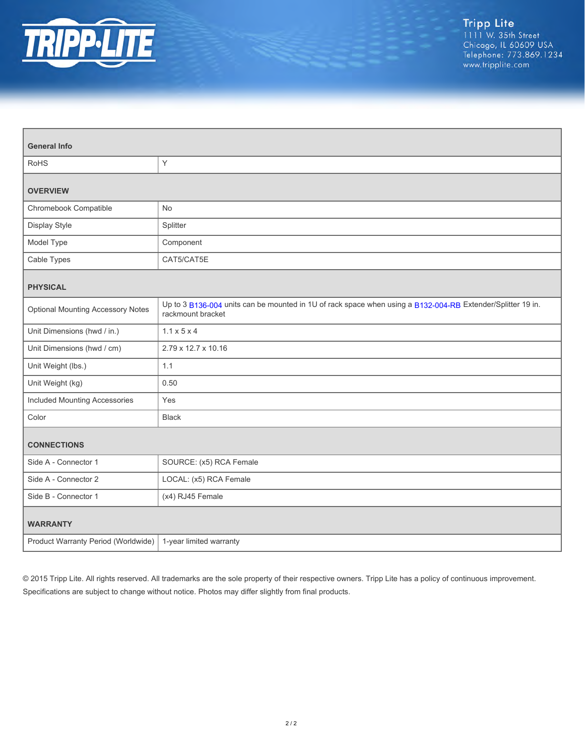| | |
|---|---|
| **General Info** | |
| RoHS | Y |
| **OVERVIEW** | |
| Chromebook Compatible | No |
| Display Style | Splitter |
| Model Type | Component |
| Cable Types | CAT5/CAT5E |
| **PHYSICAL** | |
| Optional Mounting Accessory Notes | Up to 3 B136-004 units can be mounted in 1U of rack space when using a B132-004-RB Extender/Splitter 19 in. rackmount bracket |
| Unit Dimensions (hwd / in.) | 1.1 x 5 x 4 |
| Unit Dimensions (hwd / cm) | 2.79 x 12.7 x 10.16 |
| Unit Weight (lbs.) | 1.1 |
| Unit Weight (kg) | 0.50 |
| Included Mounting Accessories | Yes |
| Color | Black |
| **CONNECTIONS** | |
| Side A - Connector 1 | SOURCE: (x5) RCA Female |
| Side A - Connector 2 | LOCAL: (x5) RCA Female |
| Side B - Connector 1 | (x4) RJ45 Female |
| **WARRANTY** | |
| Product Warranty Period (Worldwide) | 1-year limited warranty |

© 2015 Tripp Lite. All rights reserved. All trademarks are the sole property of their respective owners. Tripp Lite has a policy of continuous improvement. Specifications are subject to change without notice. Photos may differ slightly from final products.